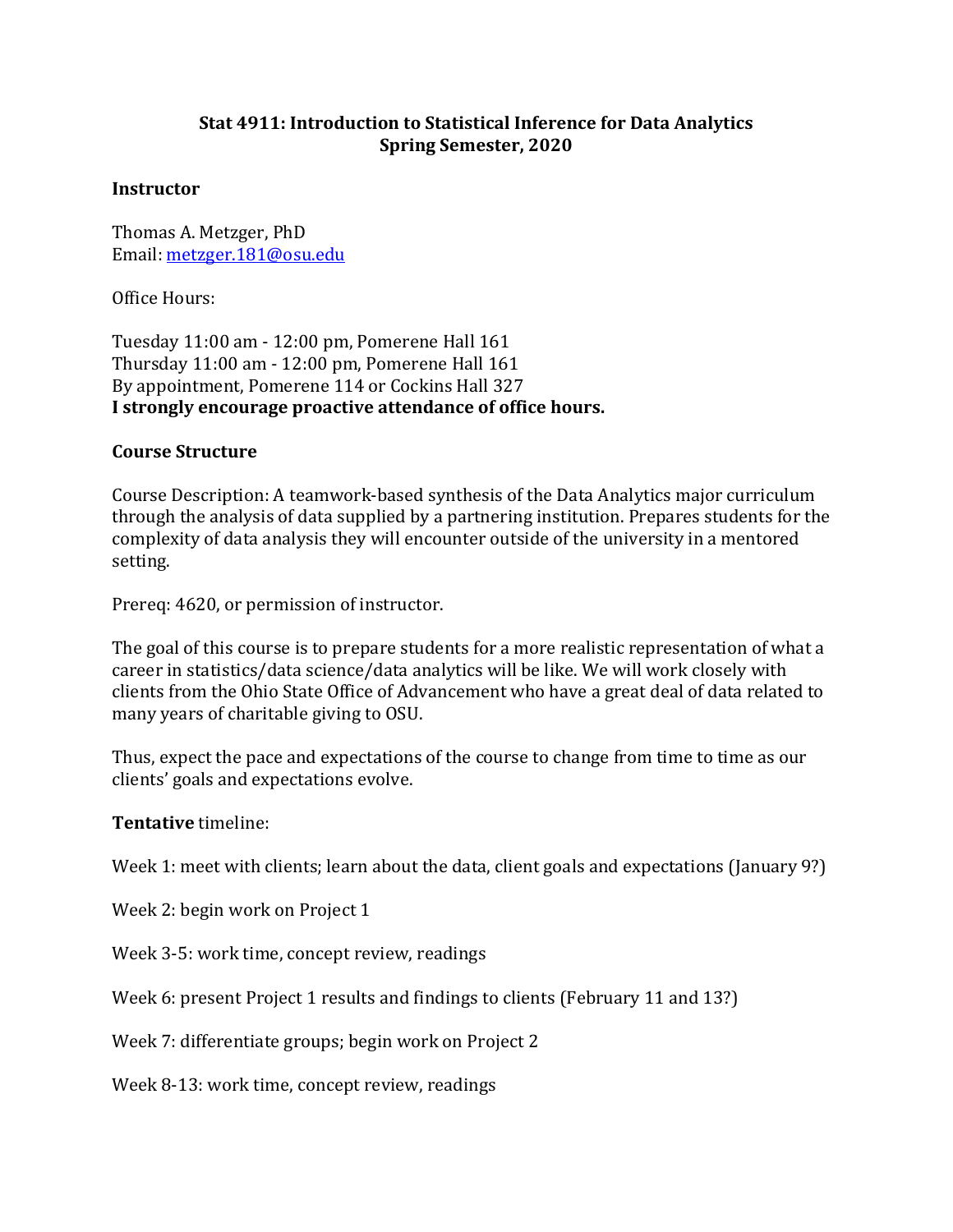# Stat 4911: Introduction to Statistical Inference for Data Analytics
## Spring Semester, 2020

### Instructor

Thomas A. Metzger, PhD
Email: [metzger.181@osu.edu](mailto:metzger.181@osu.edu)

Office Hours:

Tuesday 11:00 am - 12:00 pm, Pomerene Hall 161
Thursday 11:00 am - 12:00 pm, Pomerene Hall 161
By appointment, Pomerene 114 or Cockins Hall 327
**I strongly encourage proactive attendance of office hours.**

### Course Structure

Course Description: A teamwork-based synthesis of the Data Analytics major curriculum through the analysis of data supplied by a partnering institution. Prepares students for the complexity of data analysis they will encounter outside of the university in a mentored setting.

Prereq: 4620, or permission of instructor.

The goal of this course is to prepare students for a more realistic representation of what a career in statistics/data science/data analytics will be like. We will work closely with clients from the Ohio State Office of Advancement who have a great deal of data related to many years of charitable giving to OSU.

Thus, expect the pace and expectations of the course to change from time to time as our clients' goals and expectations evolve.

**Tentative** timeline:

Week 1: meet with clients; learn about the data, client goals and expectations (January 9?)

Week 2: begin work on Project 1

Week 3-5: work time, concept review, readings

Week 6: present Project 1 results and findings to clients (February 11 and 13?)

Week 7: differentiate groups; begin work on Project 2

Week 8-13: work time, concept review, readings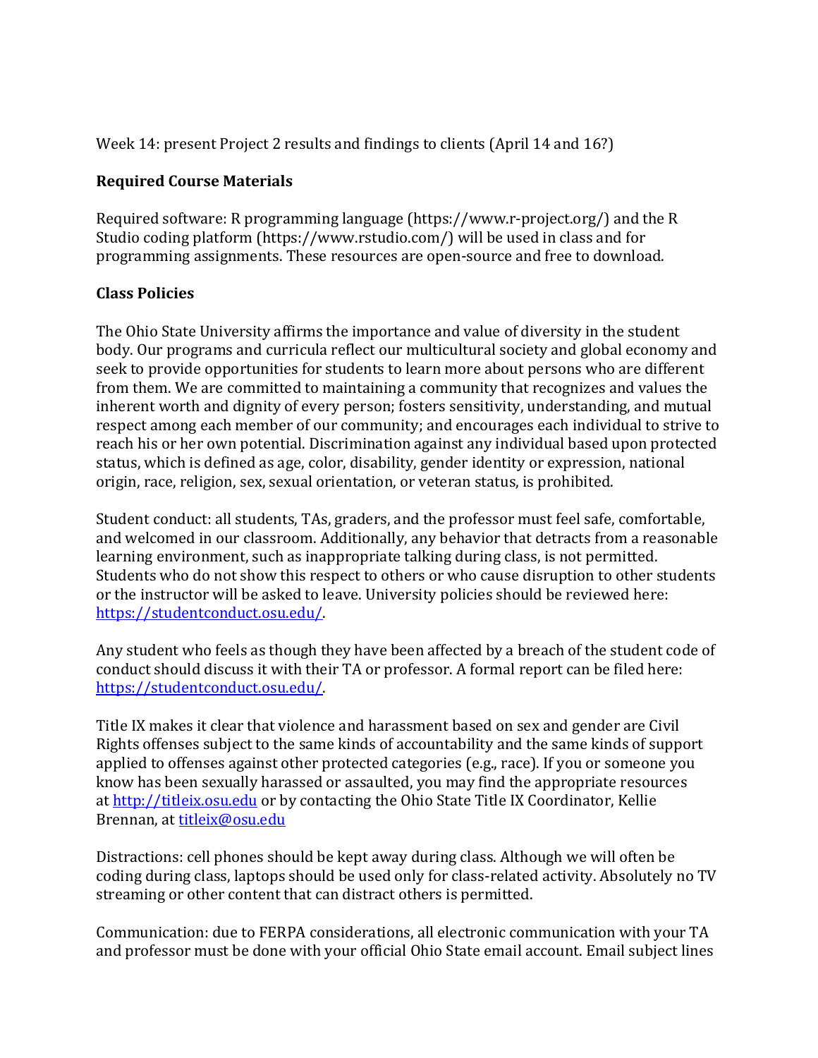Week 14: present Project 2 results and findings to clients (April 14 and 16?)

### Required Course Materials

Required software: R programming language (https://www.r-project.org/) and the R Studio coding platform (https://www.rstudio.com/) will be used in class and for programming assignments. These resources are open-source and free to download.

### Class Policies

The Ohio State University affirms the importance and value of diversity in the student body. Our programs and curricula reflect our multicultural society and global economy and seek to provide opportunities for students to learn more about persons who are different from them. We are committed to maintaining a community that recognizes and values the inherent worth and dignity of every person; fosters sensitivity, understanding, and mutual respect among each member of our community; and encourages each individual to strive to reach his or her own potential. Discrimination against any individual based upon protected status, which is defined as age, color, disability, gender identity or expression, national origin, race, religion, sex, sexual orientation, or veteran status, is prohibited.

Student conduct: all students, TAs, graders, and the professor must feel safe, comfortable, and welcomed in our classroom. Additionally, any behavior that detracts from a reasonable learning environment, such as inappropriate talking during class, is not permitted. Students who do not show this respect to others or who cause disruption to other students or the instructor will be asked to leave. University policies should be reviewed here: [https://studentconduct.osu.edu/](https://studentconduct.osu.edu/).

Any student who feels as though they have been affected by a breach of the student code of conduct should discuss it with their TA or professor. A formal report can be filed here: [https://studentconduct.osu.edu/](https://studentconduct.osu.edu/).

Title IX makes it clear that violence and harassment based on sex and gender are Civil Rights offenses subject to the same kinds of accountability and the same kinds of support applied to offenses against other protected categories (e.g., race). If you or someone you know has been sexually harassed or assaulted, you may find the appropriate resources at [http://titleix.osu.edu](http://titleix.osu.edu) or by contacting the Ohio State Title IX Coordinator, Kellie Brennan, at [titleix@osu.edu](mailto:titleix@osu.edu)

Distractions: cell phones should be kept away during class. Although we will often be coding during class, laptops should be used only for class-related activity. Absolutely no TV streaming or other content that can distract others is permitted.

Communication: due to FERPA considerations, all electronic communication with your TA and professor must be done with your official Ohio State email account. Email subject lines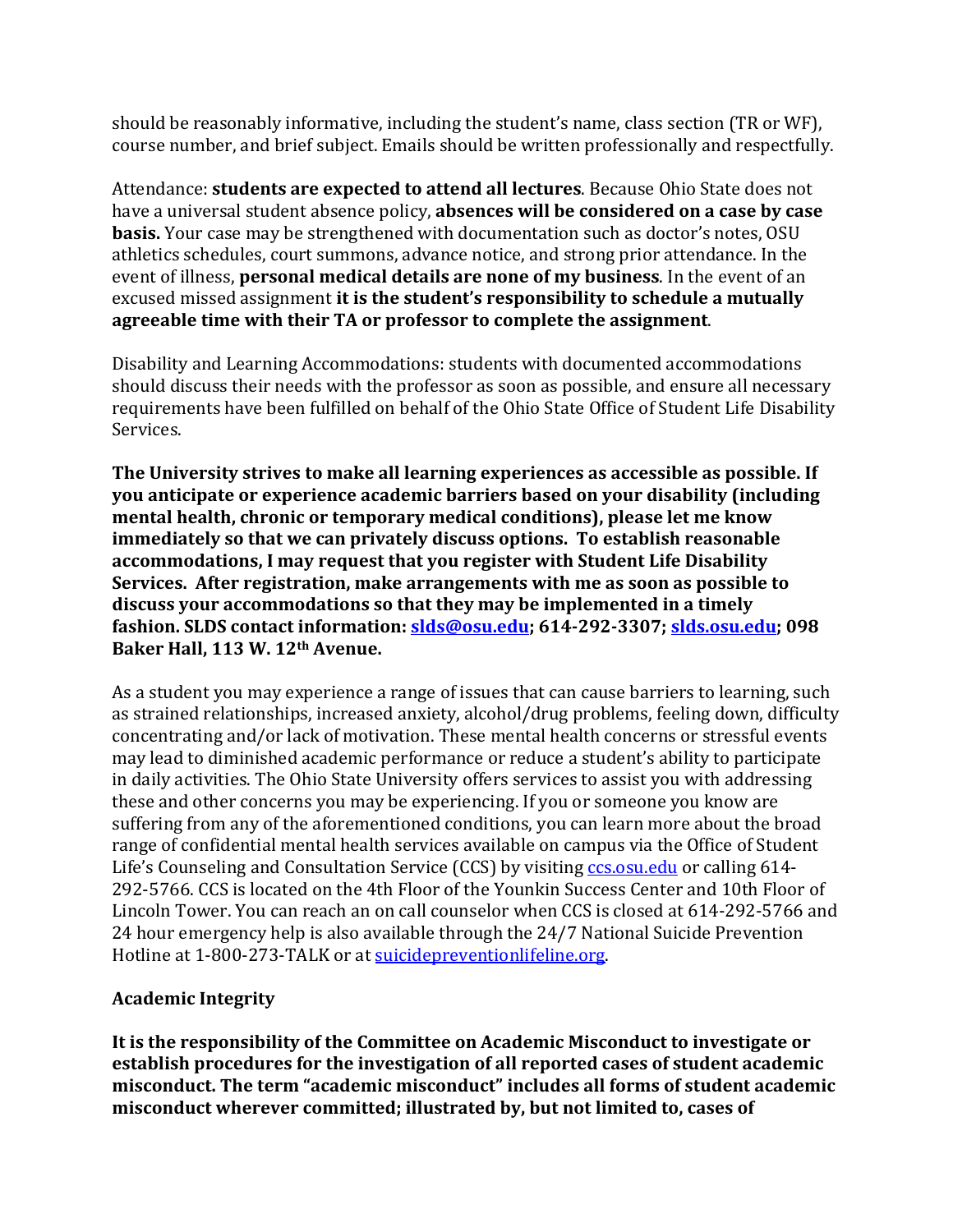should be reasonably informative, including the student's name, class section (TR or WF), course number, and brief subject. Emails should be written professionally and respectfully.

Attendance: **students are expected to attend all lectures**. Because Ohio State does not have a universal student absence policy, **absences will be considered on a case by case basis.** Your case may be strengthened with documentation such as doctor's notes, OSU athletics schedules, court summons, advance notice, and strong prior attendance. In the event of illness, **personal medical details are none of my business**. In the event of an excused missed assignment **it is the student's responsibility to schedule a mutually agreeable time with their TA or professor to complete the assignment**.

Disability and Learning Accommodations: students with documented accommodations should discuss their needs with the professor as soon as possible, and ensure all necessary requirements have been fulfilled on behalf of the Ohio State Office of Student Life Disability Services.

**The University strives to make all learning experiences as accessible as possible. If you anticipate or experience academic barriers based on your disability (including mental health, chronic or temporary medical conditions), please let me know immediately so that we can privately discuss options. To establish reasonable accommodations, I may request that you register with Student Life Disability Services. After registration, make arrangements with me as soon as possible to discuss your accommodations so that they may be implemented in a timely fashion. SLDS contact information: slds@osu.edu; 614-292-3307; slds.osu.edu; 098 Baker Hall, 113 W. 12th Avenue.**

As a student you may experience a range of issues that can cause barriers to learning, such as strained relationships, increased anxiety, alcohol/drug problems, feeling down, difficulty concentrating and/or lack of motivation. These mental health concerns or stressful events may lead to diminished academic performance or reduce a student's ability to participate in daily activities. The Ohio State University offers services to assist you with addressing these and other concerns you may be experiencing. If you or someone you know are suffering from any of the aforementioned conditions, you can learn more about the broad range of confidential mental health services available on campus via the Office of Student Life's Counseling and Consultation Service (CCS) by visiting ccs.osu.edu or calling 614-292-5766. CCS is located on the 4th Floor of the Younkin Success Center and 10th Floor of Lincoln Tower. You can reach an on call counselor when CCS is closed at 614-292-5766 and 24 hour emergency help is also available through the 24/7 National Suicide Prevention Hotline at 1-800-273-TALK or at suicidepreventionlifeline.org.

**Academic Integrity**

**It is the responsibility of the Committee on Academic Misconduct to investigate or establish procedures for the investigation of all reported cases of student academic misconduct. The term "academic misconduct" includes all forms of student academic misconduct wherever committed; illustrated by, but not limited to, cases of**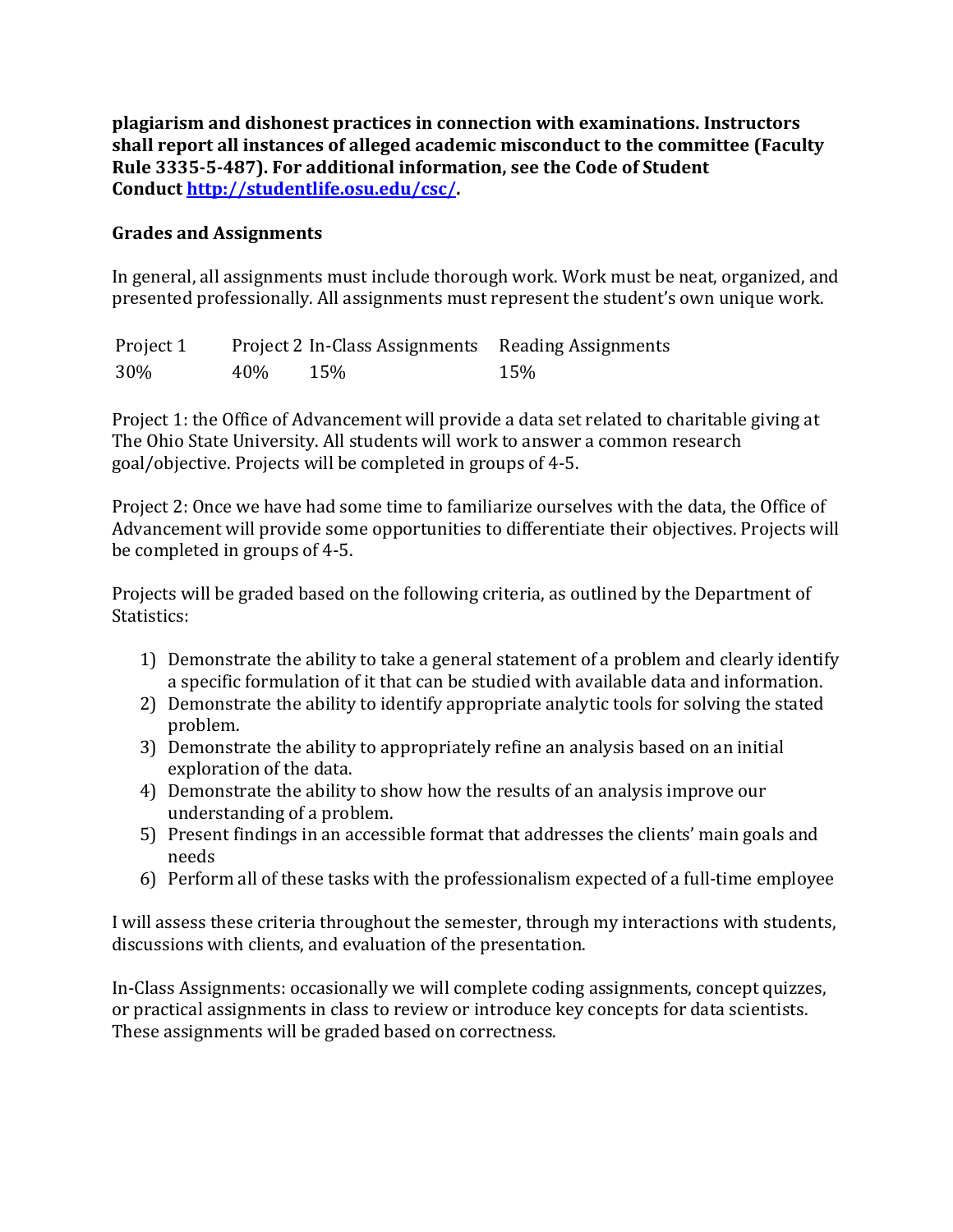**plagiarism and dishonest practices in connection with examinations. Instructors shall report all instances of alleged academic misconduct to the committee (Faculty Rule 3335-5-487). For additional information, see the Code of Student Conduct [http://studentlife.osu.edu/csc/](http://studentlife.osu.edu/csc/).**

**Grades and Assignments**

In general, all assignments must include thorough work. Work must be neat, organized, and presented professionally. All assignments must represent the student's own unique work.

| Project 1 | Project 2 | In-Class Assignments | Reading Assignments |
|---|---|---|---|
| 30% | 40% | 15% | 15% |

Project 1: the Office of Advancement will provide a data set related to charitable giving at The Ohio State University. All students will work to answer a common research goal/objective. Projects will be completed in groups of 4-5.

Project 2: Once we have had some time to familiarize ourselves with the data, the Office of Advancement will provide some opportunities to differentiate their objectives. Projects will be completed in groups of 4-5.

Projects will be graded based on the following criteria, as outlined by the Department of Statistics:

1) Demonstrate the ability to take a general statement of a problem and clearly identify a specific formulation of it that can be studied with available data and information.
2) Demonstrate the ability to identify appropriate analytic tools for solving the stated problem.
3) Demonstrate the ability to appropriately refine an analysis based on an initial exploration of the data.
4) Demonstrate the ability to show how the results of an analysis improve our understanding of a problem.
5) Present findings in an accessible format that addresses the clients' main goals and needs
6) Perform all of these tasks with the professionalism expected of a full-time employee

I will assess these criteria throughout the semester, through my interactions with students, discussions with clients, and evaluation of the presentation.

In-Class Assignments: occasionally we will complete coding assignments, concept quizzes, or practical assignments in class to review or introduce key concepts for data scientists. These assignments will be graded based on correctness.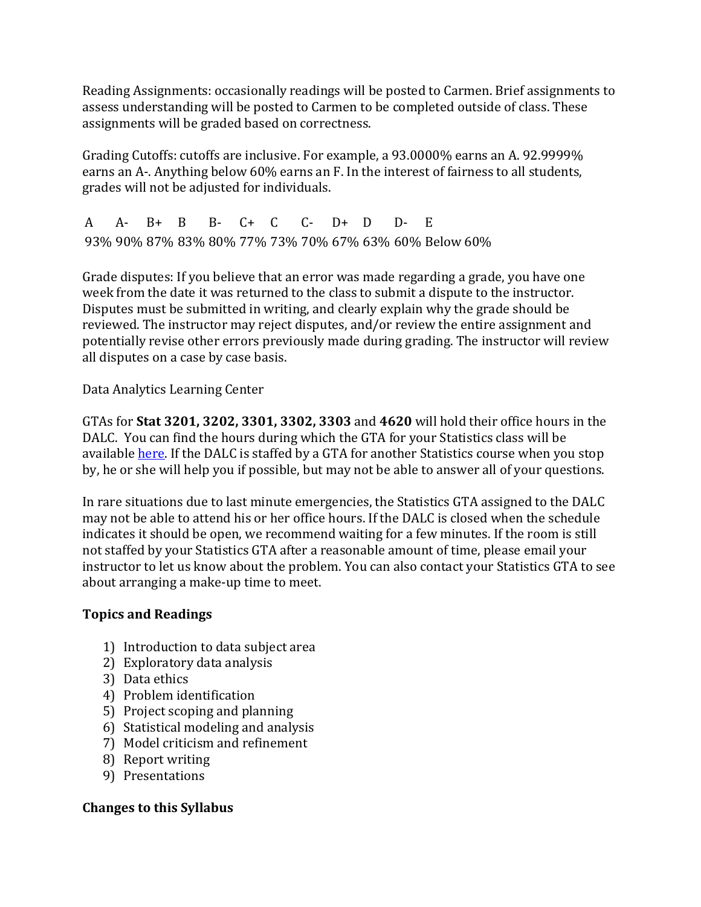Reading Assignments: occasionally readings will be posted to Carmen. Brief assignments to assess understanding will be posted to Carmen to be completed outside of class. These assignments will be graded based on correctness.

Grading Cutoffs: cutoffs are inclusive. For example, a 93.0000% earns an A. 92.9999% earns an A-. Anything below 60% earns an F. In the interest of fairness to all students, grades will not be adjusted for individuals.

| A | A- | B+ | B | B- | C+ | C | C- | D+ | D | D- | E |
|---|---|---|---|---|---|---|---|---|---|---|---|
| 93% | 90% | 87% | 83% | 80% | 77% | 73% | 70% | 67% | 63% | 60% | Below 60% |

Grade disputes: If you believe that an error was made regarding a grade, you have one week from the date it was returned to the class to submit a dispute to the instructor. Disputes must be submitted in writing, and clearly explain why the grade should be reviewed. The instructor may reject disputes, and/or review the entire assignment and potentially revise other errors previously made during grading. The instructor will review all disputes on a case by case basis.

Data Analytics Learning Center

GTAs for **Stat 3201, 3202, 3301, 3302, 3303** and **4620** will hold their office hours in the DALC. You can find the hours during which the GTA for your Statistics class will be available here. If the DALC is staffed by a GTA for another Statistics course when you stop by, he or she will help you if possible, but may not be able to answer all of your questions.

In rare situations due to last minute emergencies, the Statistics GTA assigned to the DALC may not be able to attend his or her office hours. If the DALC is closed when the schedule indicates it should be open, we recommend waiting for a few minutes. If the room is still not staffed by your Statistics GTA after a reasonable amount of time, please email your instructor to let us know about the problem. You can also contact your Statistics GTA to see about arranging a make-up time to meet.

**Topics and Readings**

1) Introduction to data subject area
2) Exploratory data analysis
3) Data ethics
4) Problem identification
5) Project scoping and planning
6) Statistical modeling and analysis
7) Model criticism and refinement
8) Report writing
9) Presentations

**Changes to this Syllabus**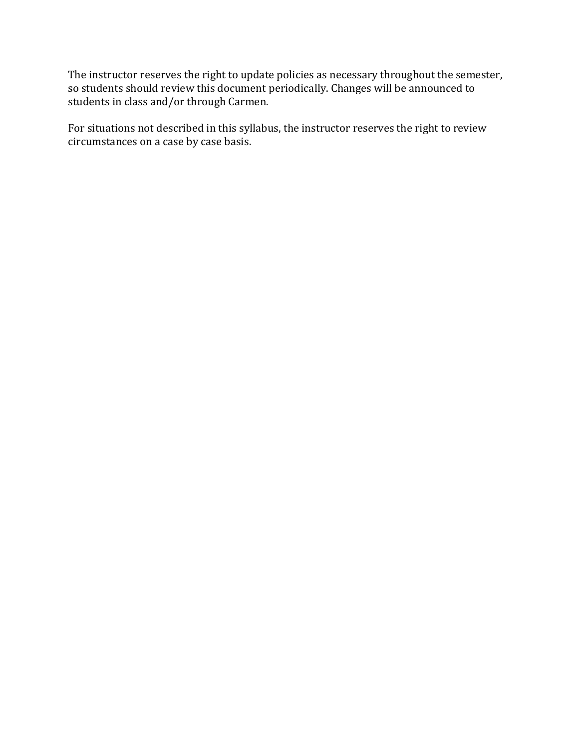The instructor reserves the right to update policies as necessary throughout the semester, so students should review this document periodically. Changes will be announced to students in class and/or through Carmen.

For situations not described in this syllabus, the instructor reserves the right to review circumstances on a case by case basis.